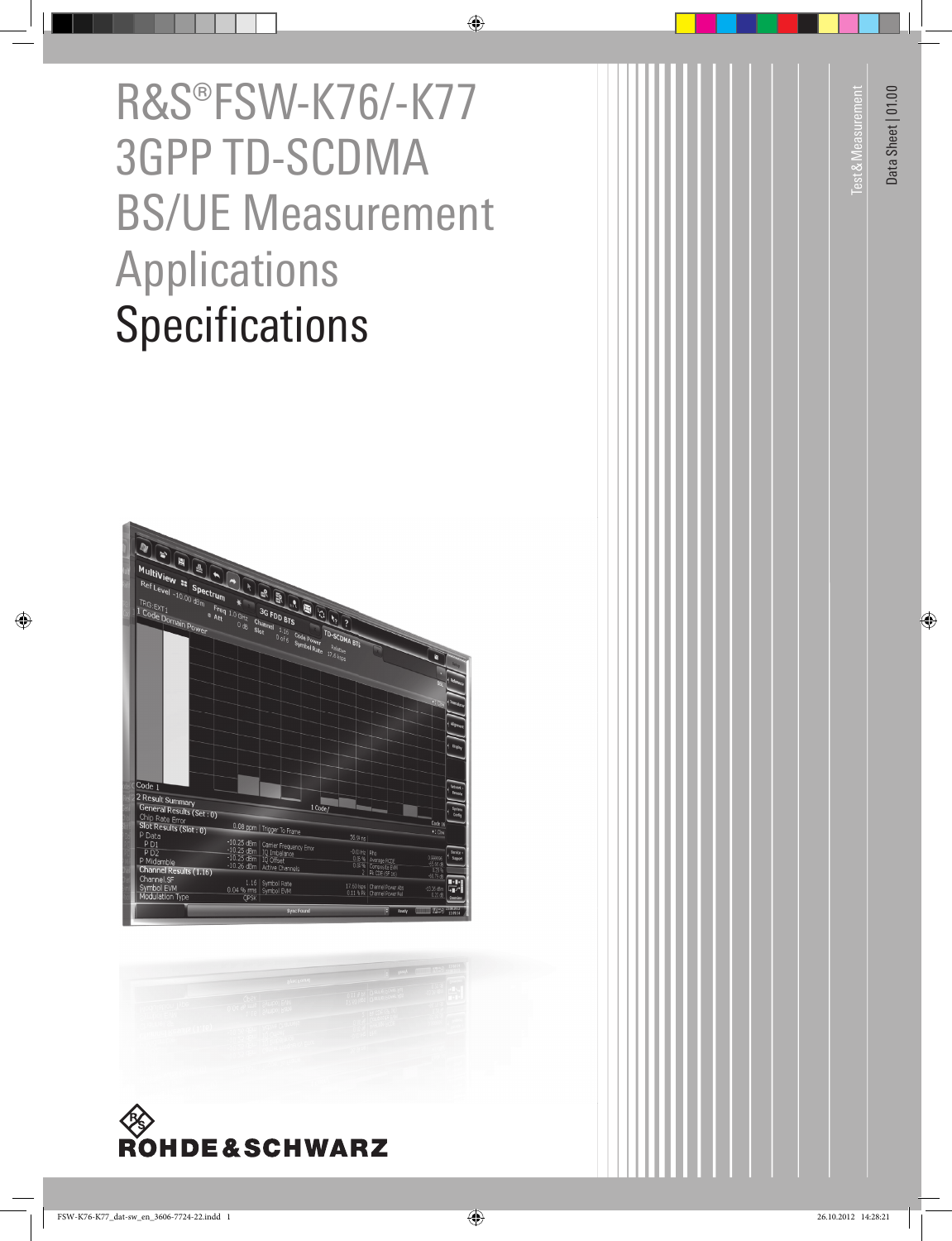# R&S®FSW-K76/-K77 3GPP TD-SCDMA BS/UE Measurement Applications Specifications

Test & Measurement

Data Sheet | 01.00

ROHDE&SCHWARZ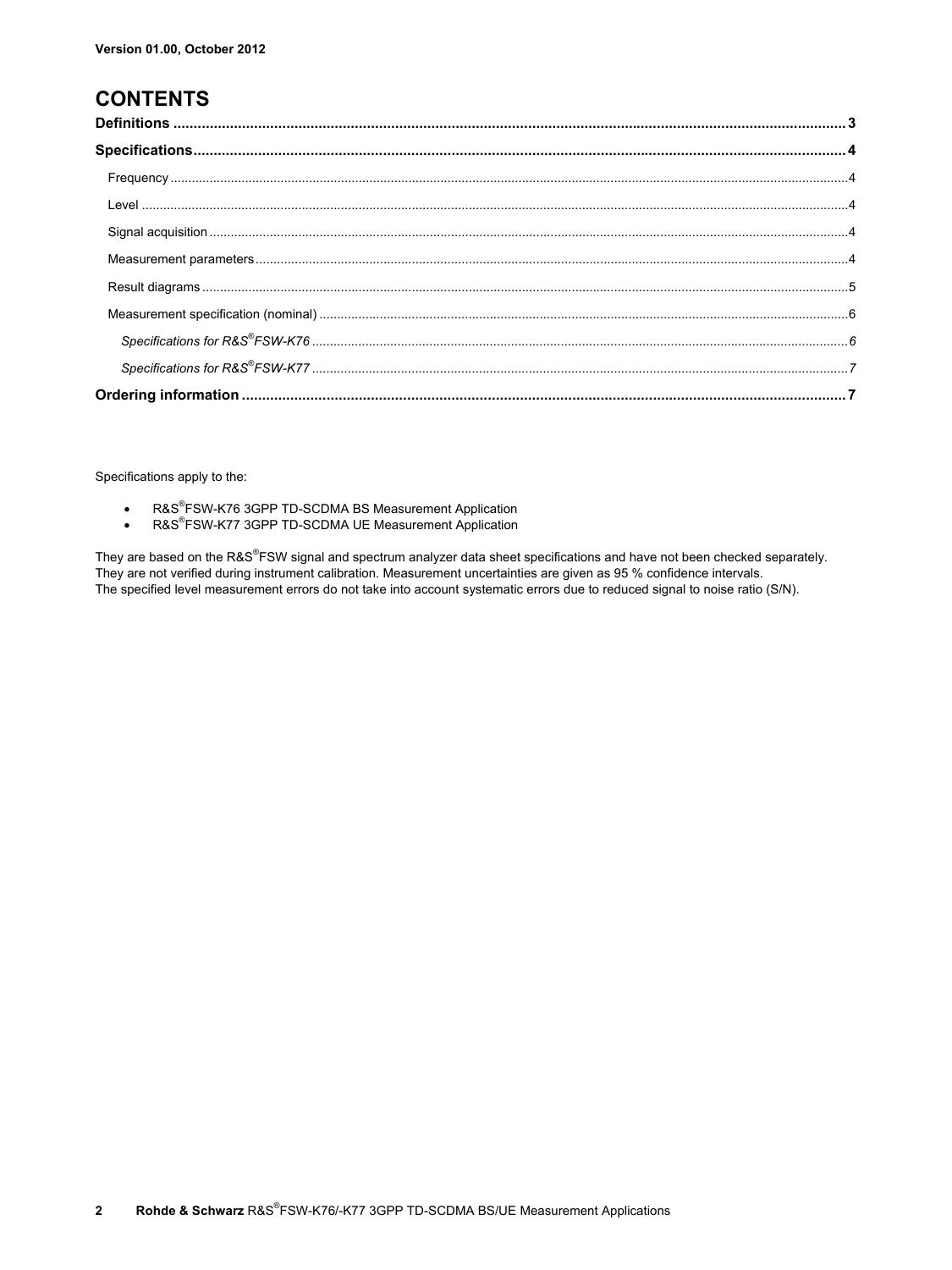Version 01.00, October 2012

# CONTENTS

**Definitions** ..... 3

**Specifications** ..... 4

- Frequency ..... 4
- Level ..... 4
- Signal acquisition ..... 4
- Measurement parameters ..... 4
- Result diagrams ..... 5
- Measurement specification (nominal) ..... 6
  - *Specifications for R&S®FSW-K76* ..... 6
  - *Specifications for R&S®FSW-K77* ..... 7

**Ordering information** ..... 7

Specifications apply to the:

- R&S®FSW-K76 3GPP TD-SCDMA BS Measurement Application
- R&S®FSW-K77 3GPP TD-SCDMA UE Measurement Application

They are based on the R&S®FSW signal and spectrum analyzer data sheet specifications and have not been checked separately.
They are not verified during instrument calibration. Measurement uncertainties are given as 95 % confidence intervals.
The specified level measurement errors do not take into account systematic errors due to reduced signal to noise ratio (S/N).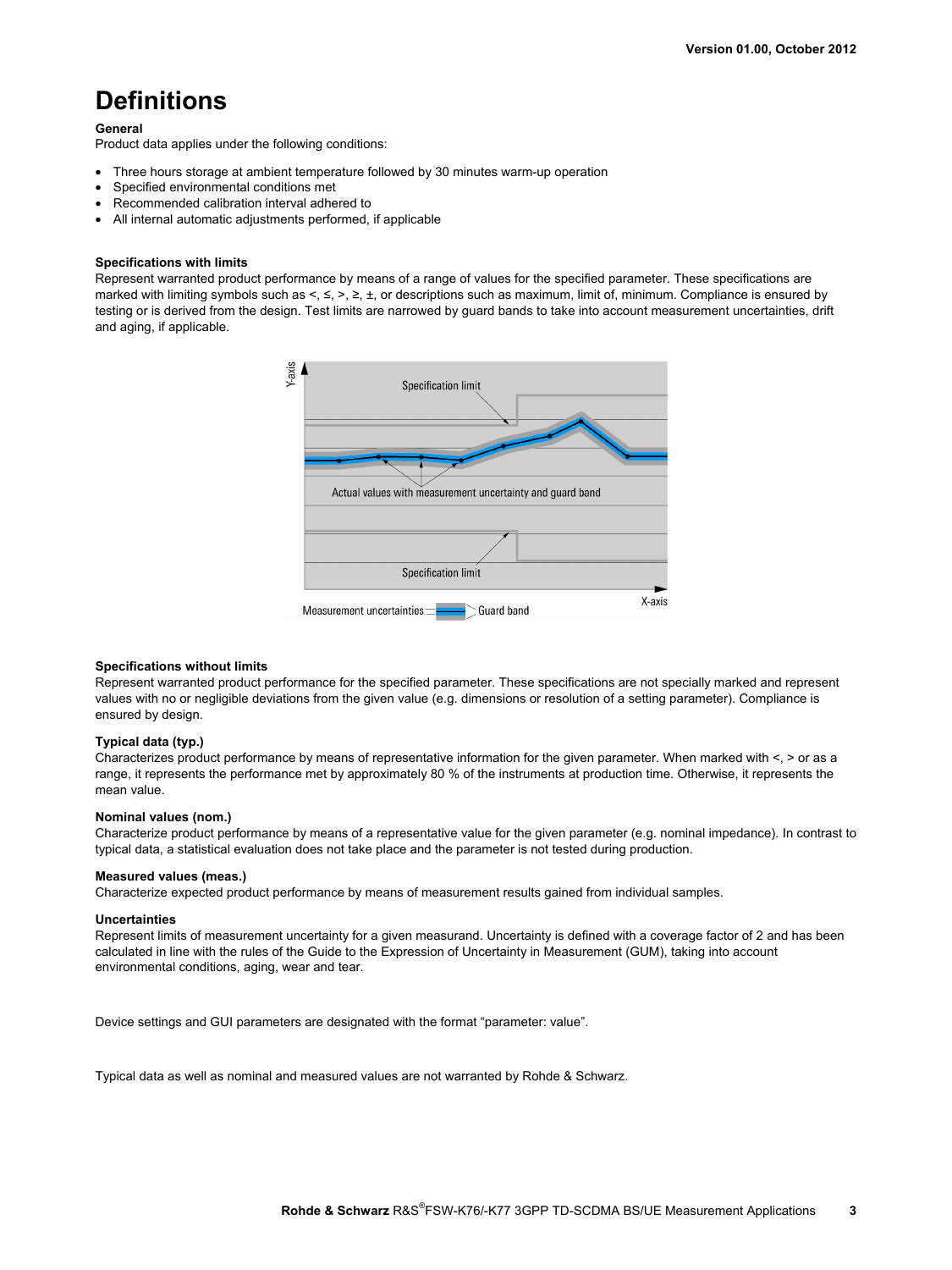# Definitions

**General**

Product data applies under the following conditions:

- Three hours storage at ambient temperature followed by 30 minutes warm-up operation
- Specified environmental conditions met
- Recommended calibration interval adhered to
- All internal automatic adjustments performed, if applicable

**Specifications with limits**

Represent warranted product performance by means of a range of values for the specified parameter. These specifications are marked with limiting symbols such as <, ≤, >, ≥, ±, or descriptions such as maximum, limit of, minimum. Compliance is ensured by testing or is derived from the design. Test limits are narrowed by guard bands to take into account measurement uncertainties, drift and aging, if applicable.

Y-axis
Specification limit
Actual values with measurement uncertainty and guard band
Specification limit
X-axis
Measurement uncertainties
Guard band

**Specifications without limits**

Represent warranted product performance for the specified parameter. These specifications are not specially marked and represent values with no or negligible deviations from the given value (e.g. dimensions or resolution of a setting parameter). Compliance is ensured by design.

**Typical data (typ.)**

Characterizes product performance by means of representative information for the given parameter. When marked with <, > or as a range, it represents the performance met by approximately 80 % of the instruments at production time. Otherwise, it represents the mean value.

**Nominal values (nom.)**

Characterize product performance by means of a representative value for the given parameter (e.g. nominal impedance). In contrast to typical data, a statistical evaluation does not take place and the parameter is not tested during production.

**Measured values (meas.)**

Characterize expected product performance by means of measurement results gained from individual samples.

**Uncertainties**

Represent limits of measurement uncertainty for a given measurand. Uncertainty is defined with a coverage factor of 2 and has been calculated in line with the rules of the Guide to the Expression of Uncertainty in Measurement (GUM), taking into account environmental conditions, aging, wear and tear.

Device settings and GUI parameters are designated with the format “parameter: value”.

Typical data as well as nominal and measured values are not warranted by Rohde & Schwarz.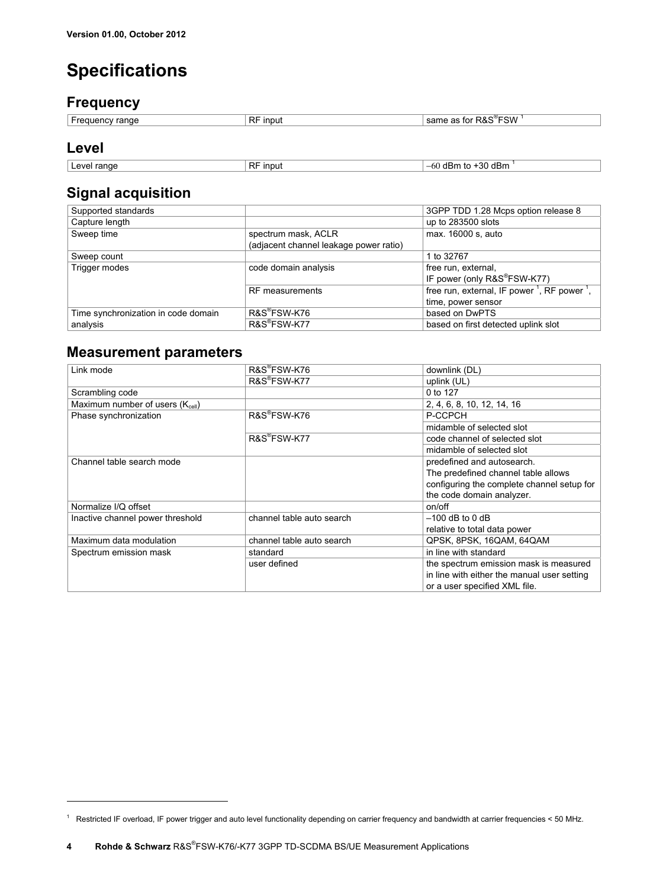Version 01.00, October 2012

# Specifications

## Frequency

| | | |
|---|---|---|
| Frequency range | RF input | same as for R&S®FSW [1] |

## Level

| | | |
|---|---|---|
| Level range | RF input | –60 dBm to +30 dBm [1] |

## Signal acquisition

| | | |
|---|---|---|
| Supported standards | | 3GPP TDD 1.28 Mcps option release 8 |
| Capture length | | up to 283500 slots |
| Sweep time | spectrum mask, ACLR (adjacent channel leakage power ratio) | max. 16000 s, auto |
| Sweep count | | 1 to 32767 |
| Trigger modes | code domain analysis | free run, external, IF power (only R&S®FSW-K77) |
| | RF measurements | free run, external, IF power [1], RF power [1], time, power sensor |
| Time synchronization in code domain analysis | R&S®FSW-K76 | based on DwPTS |
| | R&S®FSW-K77 | based on first detected uplink slot |

## Measurement parameters

| | | |
|---|---|---|
| Link mode | R&S®FSW-K76 | downlink (DL) |
| | R&S®FSW-K77 | uplink (UL) |
| Scrambling code | | 0 to 127 |
| Maximum number of users ($K_{cell}$) | | 2, 4, 6, 8, 10, 12, 14, 16 |
| Phase synchronization | R&S®FSW-K76 | P-CCPCH |
| | | midamble of selected slot |
| | R&S®FSW-K77 | code channel of selected slot |
| | | midamble of selected slot |
| Channel table search mode | | predefined and autosearch. The predefined channel table allows configuring the complete channel setup for the code domain analyzer. |
| Normalize I/Q offset | | on/off |
| Inactive channel power threshold | channel table auto search | –100 dB to 0 dB relative to total data power |
| Maximum data modulation | channel table auto search | QPSK, 8PSK, 16QAM, 64QAM |
| Spectrum emission mask | standard | in line with standard |
| | user defined | the spectrum emission mask is measured in line with either the manual user setting or a user specified XML file. |

[1] Restricted IF overload, IF power trigger and auto level functionality depending on carrier frequency and bandwidth at carrier frequencies < 50 MHz.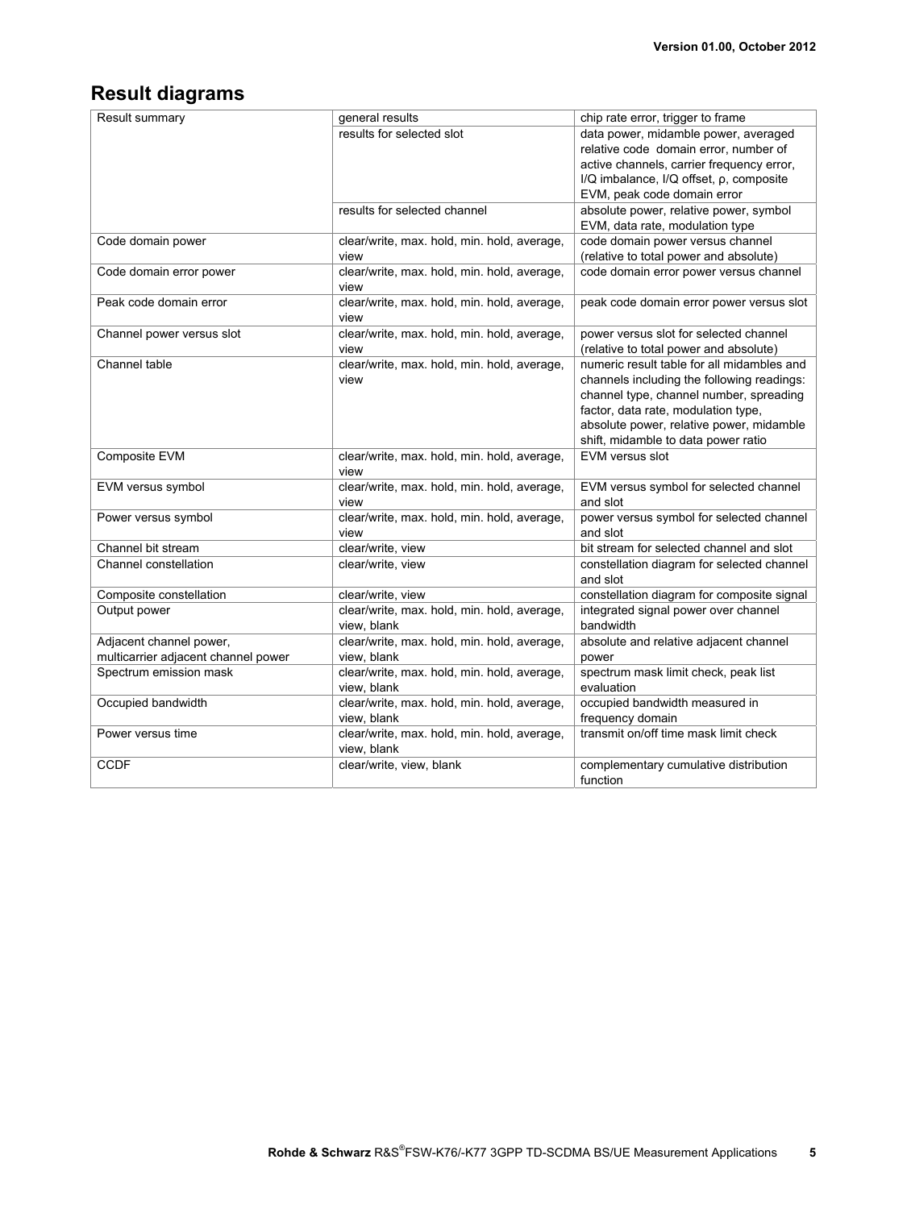## Result diagrams

| | | |
|---|---|---|
| Result summary | general results | chip rate error, trigger to frame |
| | results for selected slot | data power, midamble power, averaged relative code domain error, number of active channels, carrier frequency error, I/Q imbalance, I/Q offset, ρ, composite EVM, peak code domain error |
| | results for selected channel | absolute power, relative power, symbol EVM, data rate, modulation type |
| Code domain power | clear/write, max. hold, min. hold, average, view | code domain power versus channel (relative to total power and absolute) |
| Code domain error power | clear/write, max. hold, min. hold, average, view | code domain error power versus channel |
| Peak code domain error | clear/write, max. hold, min. hold, average, view | peak code domain error power versus slot |
| Channel power versus slot | clear/write, max. hold, min. hold, average, view | power versus slot for selected channel (relative to total power and absolute) |
| Channel table | clear/write, max. hold, min. hold, average, view | numeric result table for all midambles and channels including the following readings: channel type, channel number, spreading factor, data rate, modulation type, absolute power, relative power, midamble shift, midamble to data power ratio |
| Composite EVM | clear/write, max. hold, min. hold, average, view | EVM versus slot |
| EVM versus symbol | clear/write, max. hold, min. hold, average, view | EVM versus symbol for selected channel and slot |
| Power versus symbol | clear/write, max. hold, min. hold, average, view | power versus symbol for selected channel and slot |
| Channel bit stream | clear/write, view | bit stream for selected channel and slot |
| Channel constellation | clear/write, view | constellation diagram for selected channel and slot |
| Composite constellation | clear/write, view | constellation diagram for composite signal |
| Output power | clear/write, max. hold, min. hold, average, view, blank | integrated signal power over channel bandwidth |
| Adjacent channel power, multicarrier adjacent channel power | clear/write, max. hold, min. hold, average, view, blank | absolute and relative adjacent channel power |
| Spectrum emission mask | clear/write, max. hold, min. hold, average, view, blank | spectrum mask limit check, peak list evaluation |
| Occupied bandwidth | clear/write, max. hold, min. hold, average, view, blank | occupied bandwidth measured in frequency domain |
| Power versus time | clear/write, max. hold, min. hold, average, view, blank | transmit on/off time mask limit check |
| CCDF | clear/write, view, blank | complementary cumulative distribution function |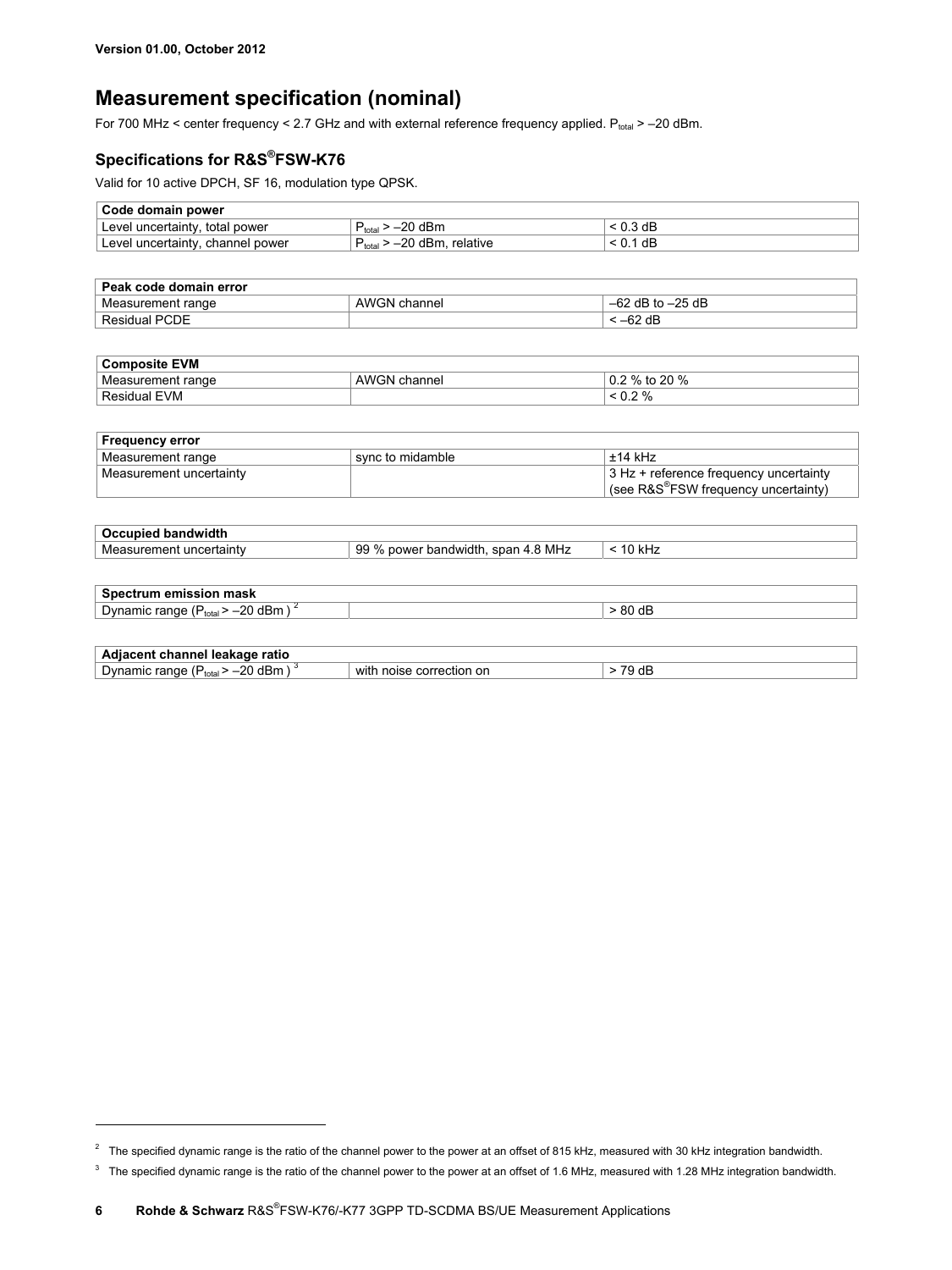## Measurement specification (nominal)

For 700 MHz < center frequency < 2.7 GHz and with external reference frequency applied. $P_{total}$ > –20 dBm.

### Specifications for R&S®FSW-K76

Valid for 10 active DPCH, SF 16, modulation type QPSK.

| Code domain power | | |
|---|---|---|
| Level uncertainty, total power | $P_{total}$ > –20 dBm | < 0.3 dB |
| Level uncertainty, channel power | $P_{total}$ > –20 dBm, relative | < 0.1 dB |

| Peak code domain error | | |
|---|---|---|
| Measurement range | AWGN channel | –62 dB to –25 dB |
| Residual PCDE | | < –62 dB |

| Composite EVM | | |
|---|---|---|
| Measurement range | AWGN channel | 0.2 % to 20 % |
| Residual EVM | | < 0.2 % |

| Frequency error | | |
|---|---|---|
| Measurement range | sync to midamble | ±14 kHz |
| Measurement uncertainty | | 3 Hz + reference frequency uncertainty (see R&S®FSW frequency uncertainty) |

| Occupied bandwidth | | |
|---|---|---|
| Measurement uncertainty | 99 % power bandwidth, span 4.8 MHz | < 10 kHz |

| Spectrum emission mask | | |
|---|---|---|
| Dynamic range ($P_{total}$ > –20 dBm ) [2] | | > 80 dB |

| Adjacent channel leakage ratio | | |
|---|---|---|
| Dynamic range ($P_{total}$ > –20 dBm ) [3] | with noise correction on | > 79 dB |

[2] The specified dynamic range is the ratio of the channel power to the power at an offset of 815 kHz, measured with 30 kHz integration bandwidth.

[3] The specified dynamic range is the ratio of the channel power to the power at an offset of 1.6 MHz, measured with 1.28 MHz integration bandwidth.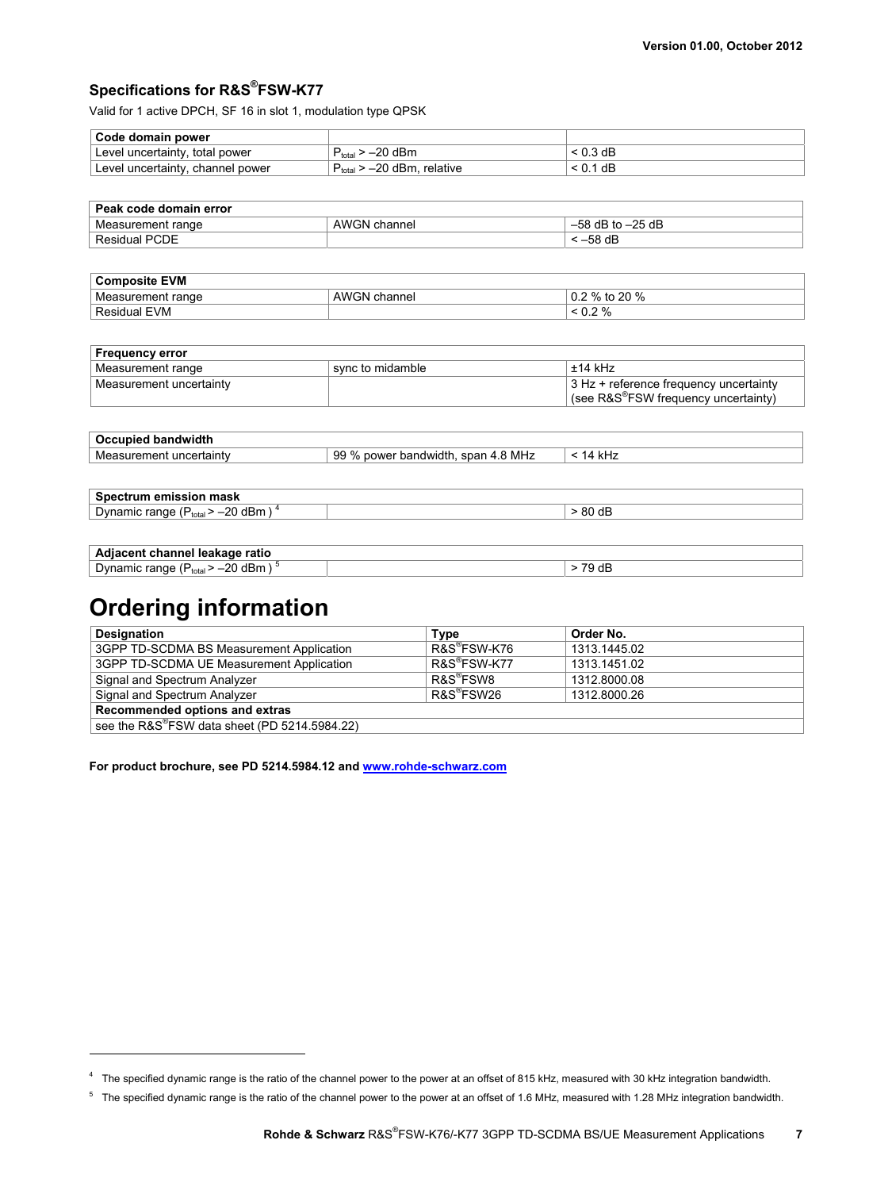"Version 01.00, October 2012" is a running header; omit.

## Specifications for R&S®FSW-K77

Valid for 1 active DPCH, SF 16 in slot 1, modulation type QPSK

| Code domain power | | |
|---|---|---|
| Level uncertainty, total power | $P_{total}$ > –20 dBm | < 0.3 dB |
| Level uncertainty, channel power | $P_{total}$ > –20 dBm, relative | < 0.1 dB |

| Peak code domain error | | |
|---|---|---|
| Measurement range | AWGN channel | –58 dB to –25 dB |
| Residual PCDE | | < –58 dB |

| Composite EVM | | |
|---|---|---|
| Measurement range | AWGN channel | 0.2 % to 20 % |
| Residual EVM | | < 0.2 % |

| Frequency error | | |
|---|---|---|
| Measurement range | sync to midamble | ±14 kHz |
| Measurement uncertainty | | 3 Hz + reference frequency uncertainty (see R&S®FSW frequency uncertainty) |

| Occupied bandwidth | | |
|---|---|---|
| Measurement uncertainty | 99 % power bandwidth, span 4.8 MHz | < 14 kHz |

| Spectrum emission mask | | |
|---|---|---|
| Dynamic range ($P_{total}$ > –20 dBm ) [4] | | > 80 dB |

| Adjacent channel leakage ratio | | |
|---|---|---|
| Dynamic range ($P_{total}$ > –20 dBm ) [5] | | > 79 dB |

# Ordering information

| Designation | Type | Order No. |
|---|---|---|
| 3GPP TD-SCDMA BS Measurement Application | R&S®FSW-K76 | 1313.1445.02 |
| 3GPP TD-SCDMA UE Measurement Application | R&S®FSW-K77 | 1313.1451.02 |
| Signal and Spectrum Analyzer | R&S®FSW8 | 1312.8000.08 |
| Signal and Spectrum Analyzer | R&S®FSW26 | 1312.8000.26 |
| **Recommended options and extras** | | |
| see the R&S®FSW data sheet (PD 5214.5984.22) | | |

**For product brochure, see PD 5214.5984.12 and [www.rohde-schwarz.com](http://www.rohde-schwarz.com)**

[4] The specified dynamic range is the ratio of the channel power to the power at an offset of 815 kHz, measured with 30 kHz integration bandwidth.

[5] The specified dynamic range is the ratio of the channel power to the power at an offset of 1.6 MHz, measured with 1.28 MHz integration bandwidth.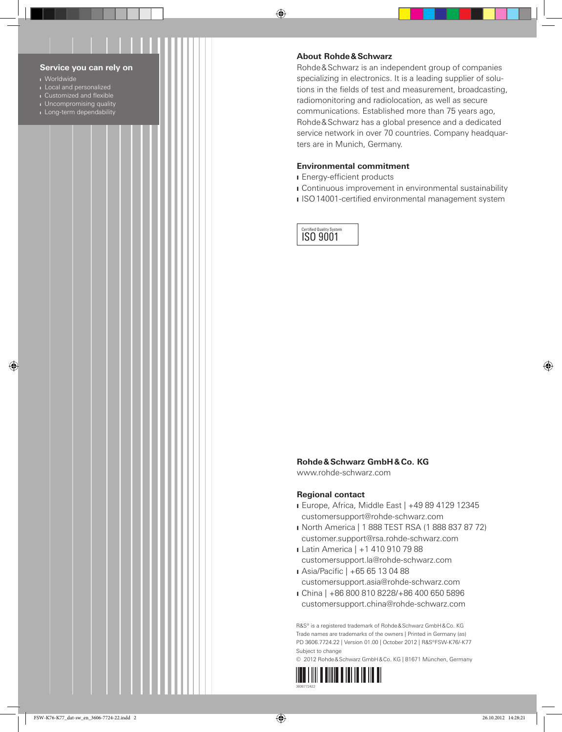## Service you can rely on

- Worldwide
- Local and personalized
- Customized and flexible
- Uncompromising quality
- Long-term dependability

## About Rohde & Schwarz

Rohde & Schwarz is an independent group of companies specializing in electronics. It is a leading supplier of solutions in the fields of test and measurement, broadcasting, radiomonitoring and radiolocation, as well as secure communications. Established more than 75 years ago, Rohde & Schwarz has a global presence and a dedicated service network in over 70 countries. Company headquarters are in Munich, Germany.

## Environmental commitment

- Energy-efficient products
- Continuous improvement in environmental sustainability
- ISO 14001-certified environmental management system

Certified Quality System
ISO 9001

**Rohde & Schwarz GmbH & Co. KG**
www.rohde-schwarz.com

## Regional contact

- Europe, Africa, Middle East | +49 89 4129 12345
  customersupport@rohde-schwarz.com
- North America | 1 888 TEST RSA (1 888 837 87 72)
  customer.support@rsa.rohde-schwarz.com
- Latin America | +1 410 910 79 88
  customersupport.la@rohde-schwarz.com
- Asia/Pacific | +65 65 13 04 88
  customersupport.asia@rohde-schwarz.com
- China | +86 800 810 8228/+86 400 650 5896
  customersupport.china@rohde-schwarz.com

R&S® is a registered trademark of Rohde & Schwarz GmbH & Co. KG
Trade names are trademarks of the owners | Printed in Germany (as)
PD 3606.7724.22 | Version 01.00 | October 2012 | R&S®FSW-K76/-K77
Subject to change
© 2012 Rohde & Schwarz GmbH & Co. KG | 81671 München, Germany

3606772422